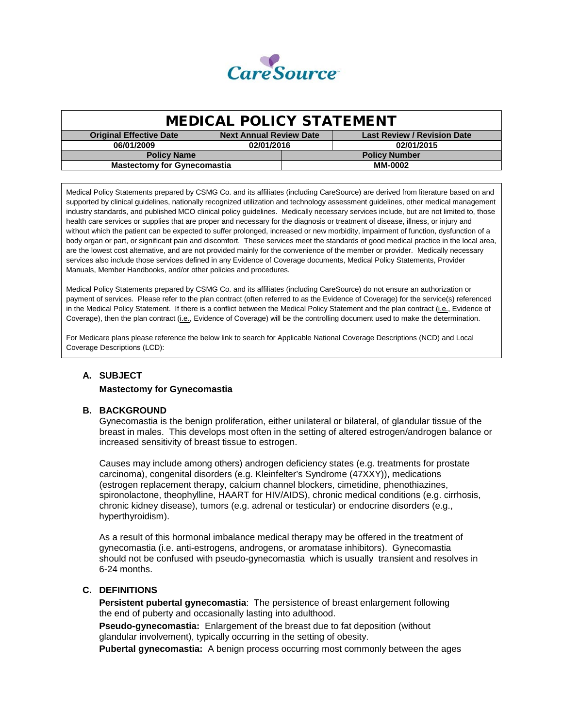CareSource

# MEDICAL POLICY STATEMENT

| Original Effective Date | Next Annual Review Date | Last Review / Revision Date |
|---|---|---|
| 06/01/2009 | 02/01/2016 | 02/01/2015 |

| Policy Name | Policy Number |
|---|---|
| Mastectomy for Gynecomastia | MM-0002 |

Medical Policy Statements prepared by CSMG Co. and its affiliates (including CareSource) are derived from literature based on and supported by clinical guidelines, nationally recognized utilization and technology assessment guidelines, other medical management industry standards, and published MCO clinical policy guidelines. Medically necessary services include, but are not limited to, those health care services or supplies that are proper and necessary for the diagnosis or treatment of disease, illness, or injury and without which the patient can be expected to suffer prolonged, increased or new morbidity, impairment of function, dysfunction of a body organ or part, or significant pain and discomfort. These services meet the standards of good medical practice in the local area, are the lowest cost alternative, and are not provided mainly for the convenience of the member or provider. Medically necessary services also include those services defined in any Evidence of Coverage documents, Medical Policy Statements, Provider Manuals, Member Handbooks, and/or other policies and procedures.

Medical Policy Statements prepared by CSMG Co. and its affiliates (including CareSource) do not ensure an authorization or payment of services. Please refer to the plan contract (often referred to as the Evidence of Coverage) for the service(s) referenced in the Medical Policy Statement. If there is a conflict between the Medical Policy Statement and the plan contract (i.e., Evidence of Coverage), then the plan contract (i.e., Evidence of Coverage) will be the controlling document used to make the determination.

For Medicare plans please reference the below link to search for Applicable National Coverage Descriptions (NCD) and Local Coverage Descriptions (LCD):

## A. SUBJECT

**Mastectomy for Gynecomastia**

## B. BACKGROUND

Gynecomastia is the benign proliferation, either unilateral or bilateral, of glandular tissue of the breast in males. This develops most often in the setting of altered estrogen/androgen balance or increased sensitivity of breast tissue to estrogen.

Causes may include among others) androgen deficiency states (e.g. treatments for prostate carcinoma), congenital disorders (e.g. Kleinfelter's Syndrome (47XXY)), medications (estrogen replacement therapy, calcium channel blockers, cimetidine, phenothiazines, spironolactone, theophylline, HAART for HIV/AIDS), chronic medical conditions (e.g. cirrhosis, chronic kidney disease), tumors (e.g. adrenal or testicular) or endocrine disorders (e.g., hyperthyroidism).

As a result of this hormonal imbalance medical therapy may be offered in the treatment of gynecomastia (i.e. anti-estrogens, androgens, or aromatase inhibitors). Gynecomastia should not be confused with pseudo-gynecomastia which is usually transient and resolves in 6-24 months.

## C. DEFINITIONS

**Persistent pubertal gynecomastia**: The persistence of breast enlargement following the end of puberty and occasionally lasting into adulthood.

**Pseudo-gynecomastia:** Enlargement of the breast due to fat deposition (without glandular involvement), typically occurring in the setting of obesity.

**Pubertal gynecomastia:** A benign process occurring most commonly between the ages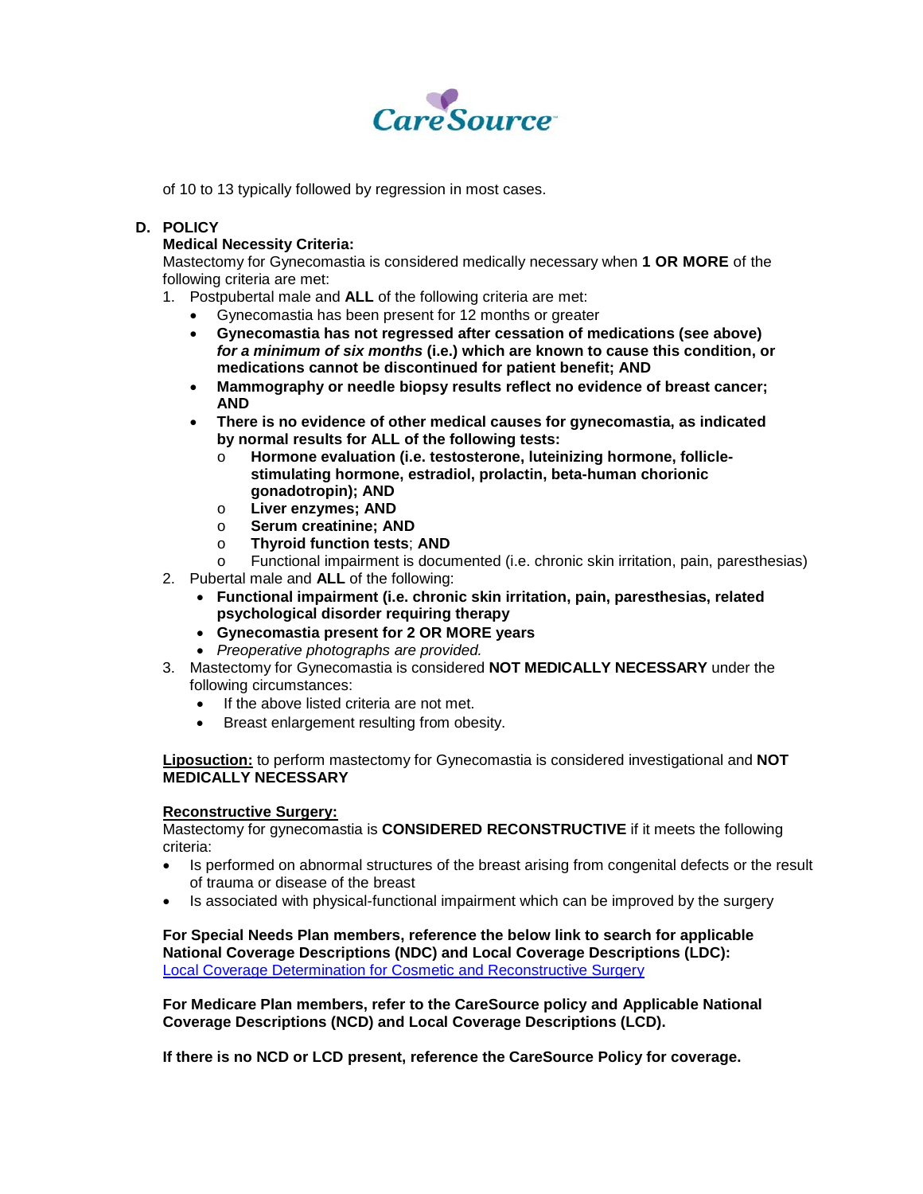of 10 to 13 typically followed by regression in most cases.

## D. POLICY

**Medical Necessity Criteria:**

Mastectomy for Gynecomastia is considered medically necessary when **1 OR MORE** of the following criteria are met:

1. Postpubertal male and **ALL** of the following criteria are met:
   - Gynecomastia has been present for 12 months or greater
   - **Gynecomastia has not regressed after cessation of medications (see above)** ***for a minimum of six months*** **(i.e.) which are known to cause this condition, or medications cannot be discontinued for patient benefit; AND**
   - **Mammography or needle biopsy results reflect no evidence of breast cancer; AND**
   - **There is no evidence of other medical causes for gynecomastia, as indicated by normal results for ALL of the following tests:**
     - **Hormone evaluation (i.e. testosterone, luteinizing hormone, follicle-stimulating hormone, estradiol, prolactin, beta-human chorionic gonadotropin); AND**
     - **Liver enzymes; AND**
     - **Serum creatinine; AND**
     - **Thyroid function tests**; **AND**
     - Functional impairment is documented (i.e. chronic skin irritation, pain, paresthesias)
2. Pubertal male and **ALL** of the following:
   - **Functional impairment (i.e. chronic skin irritation, pain, paresthesias, related psychological disorder requiring therapy**
   - **Gynecomastia present for 2 OR MORE years**
   - *Preoperative photographs are provided.*
3. Mastectomy for Gynecomastia is considered **NOT MEDICALLY NECESSARY** under the following circumstances:
   - If the above listed criteria are not met.
   - Breast enlargement resulting from obesity.

**Liposuction:** to perform mastectomy for Gynecomastia is considered investigational and **NOT MEDICALLY NECESSARY**

**Reconstructive Surgery:**

Mastectomy for gynecomastia is **CONSIDERED RECONSTRUCTIVE** if it meets the following criteria:

- Is performed on abnormal structures of the breast arising from congenital defects or the result of trauma or disease of the breast
- Is associated with physical-functional impairment which can be improved by the surgery

**For Special Needs Plan members, reference the below link to search for applicable National Coverage Descriptions (NDC) and Local Coverage Descriptions (LDC):**
Local Coverage Determination for Cosmetic and Reconstructive Surgery

**For Medicare Plan members, refer to the CareSource policy and Applicable National Coverage Descriptions (NCD) and Local Coverage Descriptions (LCD).**

**If there is no NCD or LCD present, reference the CareSource Policy for coverage.**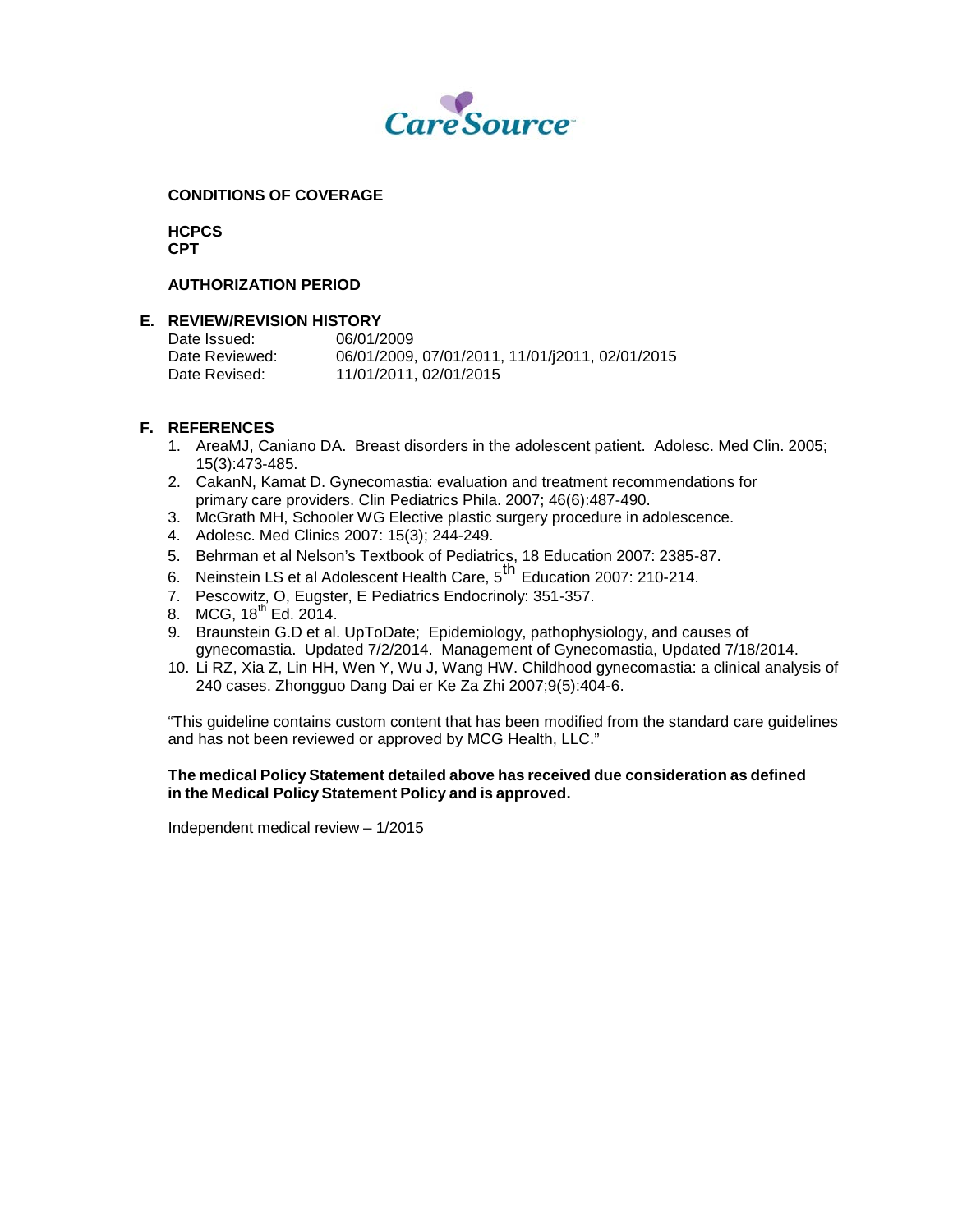CareSource

**CONDITIONS OF COVERAGE**

**HCPCS**
**CPT**

**AUTHORIZATION PERIOD**

## E. REVIEW/REVISION HISTORY

| | |
|---|---|
| Date Issued: | 06/01/2009 |
| Date Reviewed: | 06/01/2009, 07/01/2011, 11/01/j2011, 02/01/2015 |
| Date Revised: | 11/01/2011, 02/01/2015 |

## F. REFERENCES

1. AreaMJ, Caniano DA. Breast disorders in the adolescent patient. Adolesc. Med Clin. 2005; 15(3):473-485.
2. CakanN, Kamat D. Gynecomastia: evaluation and treatment recommendations for primary care providers. Clin Pediatrics Phila. 2007; 46(6):487-490.
3. McGrath MH, Schooler WG Elective plastic surgery procedure in adolescence.
4. Adolesc. Med Clinics 2007: 15(3); 244-249.
5. Behrman et al Nelson's Textbook of Pediatrics, 18 Education 2007: 2385-87.
6. Neinstein LS et al Adolescent Health Care, 5th Education 2007: 210-214.
7. Pescowitz, O, Eugster, E Pediatrics Endocrinoly: 351-357.
8. MCG, 18th Ed. 2014.
9. Braunstein G.D et al. UpToDate; Epidemiology, pathophysiology, and causes of gynecomastia. Updated 7/2/2014. Management of Gynecomastia, Updated 7/18/2014.
10. Li RZ, Xia Z, Lin HH, Wen Y, Wu J, Wang HW. Childhood gynecomastia: a clinical analysis of 240 cases. Zhongguo Dang Dai er Ke Za Zhi 2007;9(5):404-6.

"This guideline contains custom content that has been modified from the standard care guidelines and has not been reviewed or approved by MCG Health, LLC."

**The medical Policy Statement detailed above has received due consideration as defined in the Medical Policy Statement Policy and is approved.**

Independent medical review – 1/2015